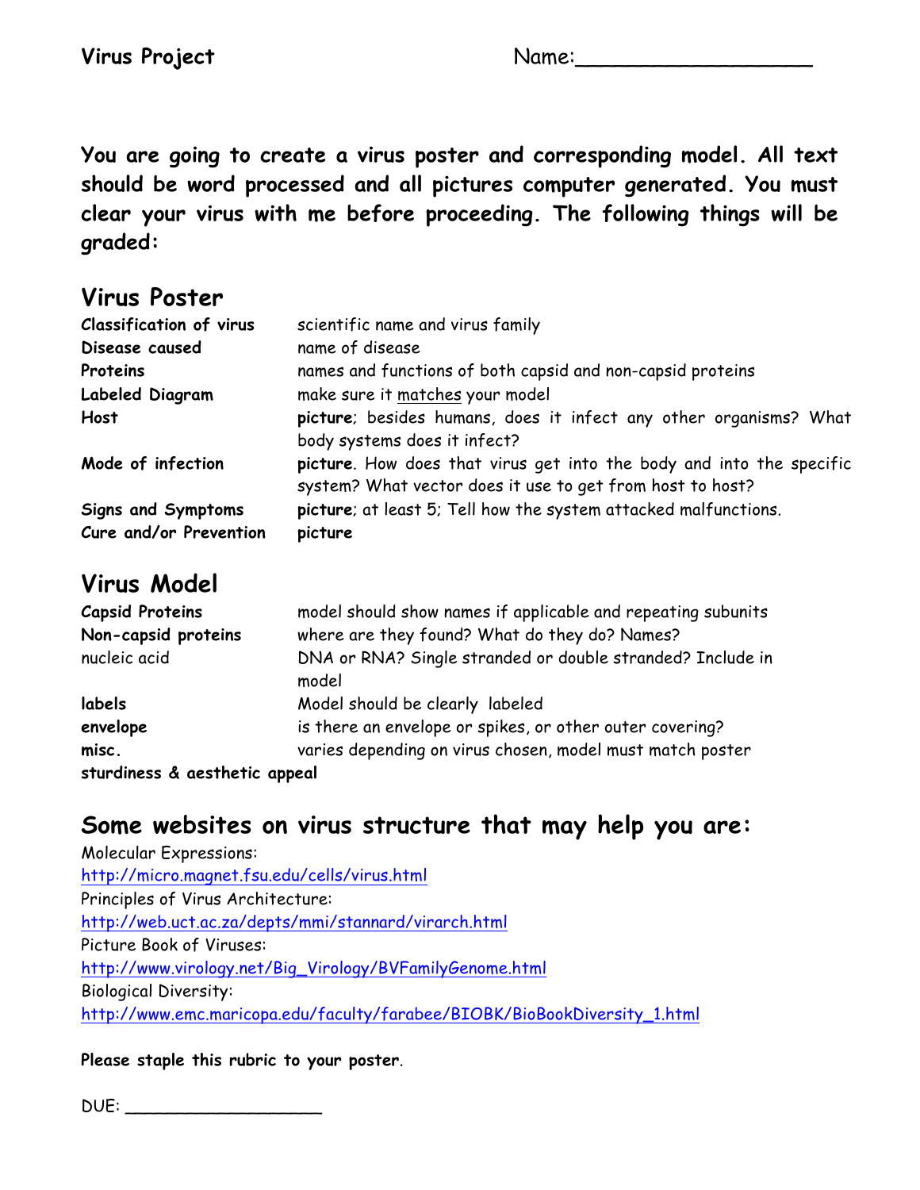**Virus Project** Name:__________________

**You are going to create a virus poster and corresponding model. All text should be word processed and all pictures computer generated. You must clear your virus with me before proceeding. The following things will be graded:**

## Virus Poster

| | |
|---|---|
| **Classification of virus** | scientific name and virus family |
| **Disease caused** | name of disease |
| **Proteins** | names and functions of both capsid and non-capsid proteins |
| **Labeled Diagram** | make sure it matches your model |
| **Host** | **picture**; besides humans, does it infect any other organisms? What body systems does it infect? |
| **Mode of infection** | **picture**. How does that virus get into the body and into the specific system? What vector does it use to get from host to host? |
| **Signs and Symptoms** | **picture**; at least 5; Tell how the system attacked malfunctions. |
| **Cure and/or Prevention** | **picture** |

## Virus Model

| | |
|---|---|
| **Capsid Proteins** | model should show names if applicable and repeating subunits |
| **Non-capsid proteins** | where are they found? What do they do? Names? |
| nucleic acid | DNA or RNA? Single stranded or double stranded? Include in model |
| **labels** | Model should be clearly labeled |
| **envelope** | is there an envelope or spikes, or other outer covering? |
| **misc.** | varies depending on virus chosen, model must match poster |
| **sturdiness & aesthetic appeal** | |

## Some websites on virus structure that may help you are:

Molecular Expressions:
http://micro.magnet.fsu.edu/cells/virus.html

Principles of Virus Architecture:
http://web.uct.ac.za/depts/mmi/stannard/virarch.html

Picture Book of Viruses:
http://www.virology.net/Big_Virology/BVFamilyGenome.html

Biological Diversity:
http://www.emc.maricopa.edu/faculty/farabee/BIOBK/BioBookDiversity_1.html

**Please staple this rubric to your poster**.

DUE: ___________________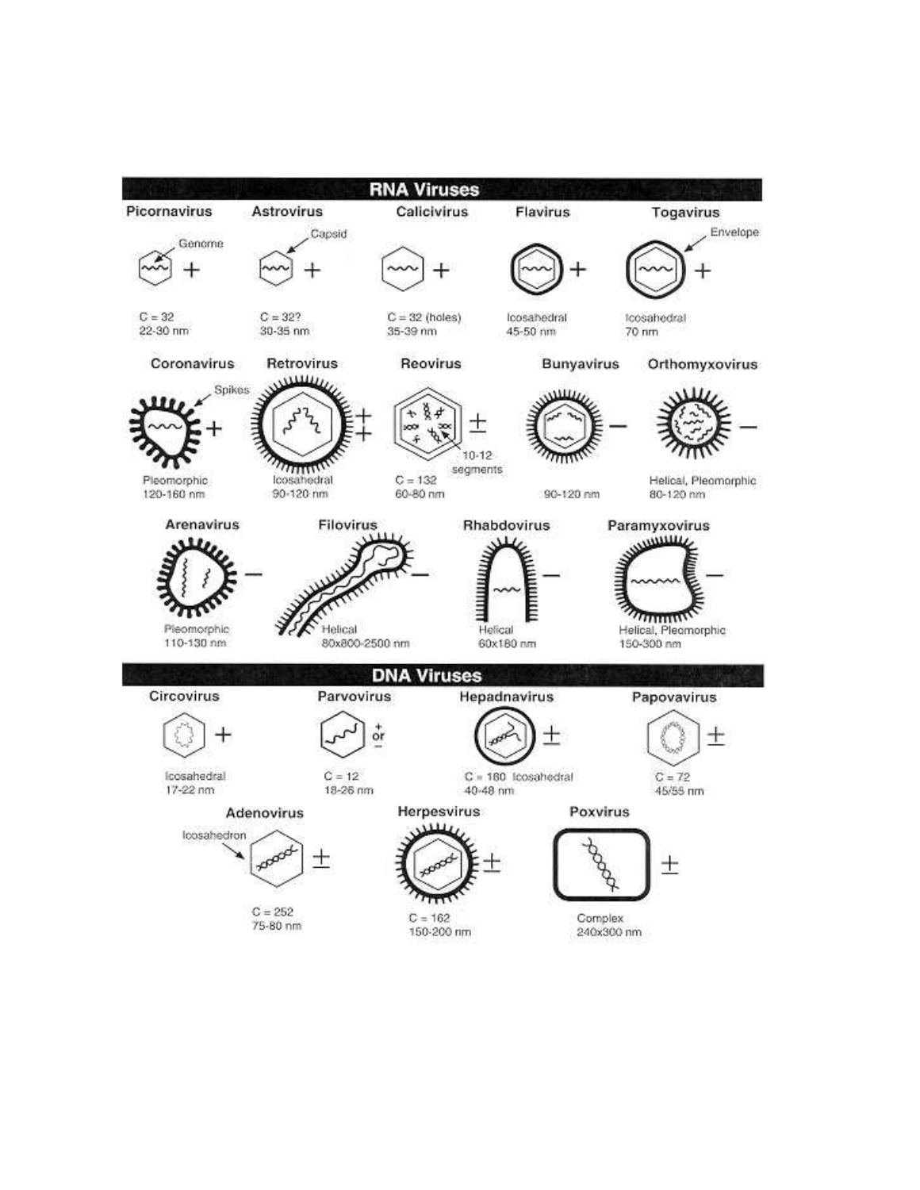## RNA Viruses

Picornavirus

Genome

+

C = 32
22-30 nm

Astrovirus

Capsid

+

C = 32?
30-35 nm

Calicivirus

+

C = 32 (holes)
35-39 nm

Flavirus

+

Icosahedral
45-50 nm

Togavirus

Envelope

+

Icosahedral
70 nm

Coronavirus

Spikes

+

Pleomorphic
120-160 nm

Retrovirus

+
+

Icosahedral
90-120 nm

Reovirus

±

10-12 segments

C = 132
60-80 nm

Bunyavirus

−

90-120 nm

Orthomyxovirus

−

Helical, Pleomorphic
80-120 nm

Arenavirus

−

Pleomorphic
110-130 nm

Filovirus

−

Helical
80x800-2500 nm

Rhabdovirus

−

Helical
60x180 nm

Paramyxovirus

−

Helical, Pleomorphic
150-300 nm

## DNA Viruses

Circovirus

+

Icosahedral
17-22 nm

Parvovirus

+ or −

C = 12
18-26 nm

Hepadnavirus

±

C = 180 Icosahedral
40-48 nm

Papovavirus

±

C = 72
45/55 nm

Adenovirus

Icosahedron

±

C = 252
75-80 nm

Herpesvirus

±

C = 162
150-200 nm

Poxvirus

±

Complex
240x300 nm